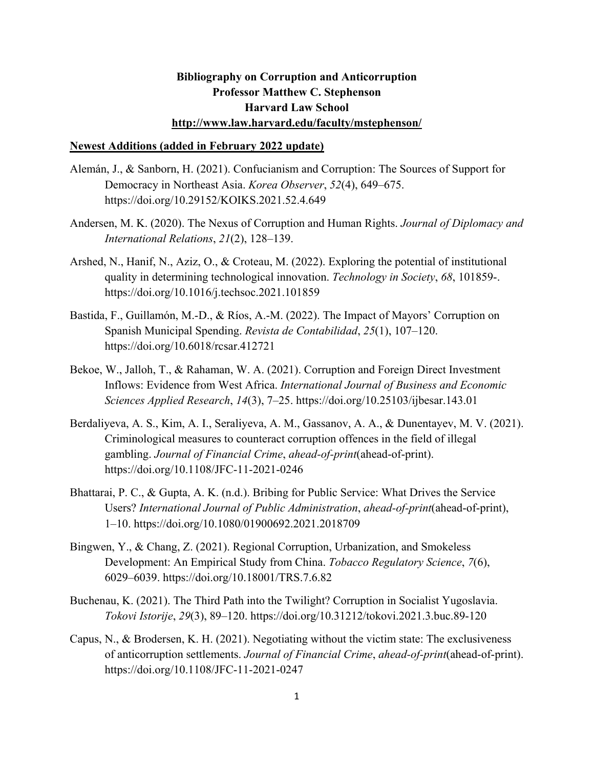**Bibliography on Corruption and Anticorruption**
**Professor Matthew C. Stephenson**
**Harvard Law School**
**http://www.law.harvard.edu/faculty/mstephenson/**

## Newest Additions (added in February 2022 update)

Alemán, J., & Sanborn, H. (2021). Confucianism and Corruption: The Sources of Support for Democracy in Northeast Asia. *Korea Observer*, *52*(4), 649–675. https://doi.org/10.29152/KOIKS.2021.52.4.649

Andersen, M. K. (2020). The Nexus of Corruption and Human Rights. *Journal of Diplomacy and International Relations*, *21*(2), 128–139.

Arshed, N., Hanif, N., Aziz, O., & Croteau, M. (2022). Exploring the potential of institutional quality in determining technological innovation. *Technology in Society*, *68*, 101859-. https://doi.org/10.1016/j.techsoc.2021.101859

Bastida, F., Guillamón, M.-D., & Ríos, A.-M. (2022). The Impact of Mayors' Corruption on Spanish Municipal Spending. *Revista de Contabilidad*, *25*(1), 107–120. https://doi.org/10.6018/rcsar.412721

Bekoe, W., Jalloh, T., & Rahaman, W. A. (2021). Corruption and Foreign Direct Investment Inflows: Evidence from West Africa. *International Journal of Business and Economic Sciences Applied Research*, *14*(3), 7–25. https://doi.org/10.25103/ijbesar.143.01

Berdaliyeva, A. S., Kim, A. I., Seraliyeva, A. M., Gassanov, A. A., & Dunentayev, M. V. (2021). Criminological measures to counteract corruption offences in the field of illegal gambling. *Journal of Financial Crime*, *ahead-of-print*(ahead-of-print). https://doi.org/10.1108/JFC-11-2021-0246

Bhattarai, P. C., & Gupta, A. K. (n.d.). Bribing for Public Service: What Drives the Service Users? *International Journal of Public Administration*, *ahead-of-print*(ahead-of-print), 1–10. https://doi.org/10.1080/01900692.2021.2018709

Bingwen, Y., & Chang, Z. (2021). Regional Corruption, Urbanization, and Smokeless Development: An Empirical Study from China. *Tobacco Regulatory Science*, *7*(6), 6029–6039. https://doi.org/10.18001/TRS.7.6.82

Buchenau, K. (2021). The Third Path into the Twilight? Corruption in Socialist Yugoslavia. *Tokovi Istorije*, *29*(3), 89–120. https://doi.org/10.31212/tokovi.2021.3.buc.89-120

Capus, N., & Brodersen, K. H. (2021). Negotiating without the victim state: The exclusiveness of anticorruption settlements. *Journal of Financial Crime*, *ahead-of-print*(ahead-of-print). https://doi.org/10.1108/JFC-11-2021-0247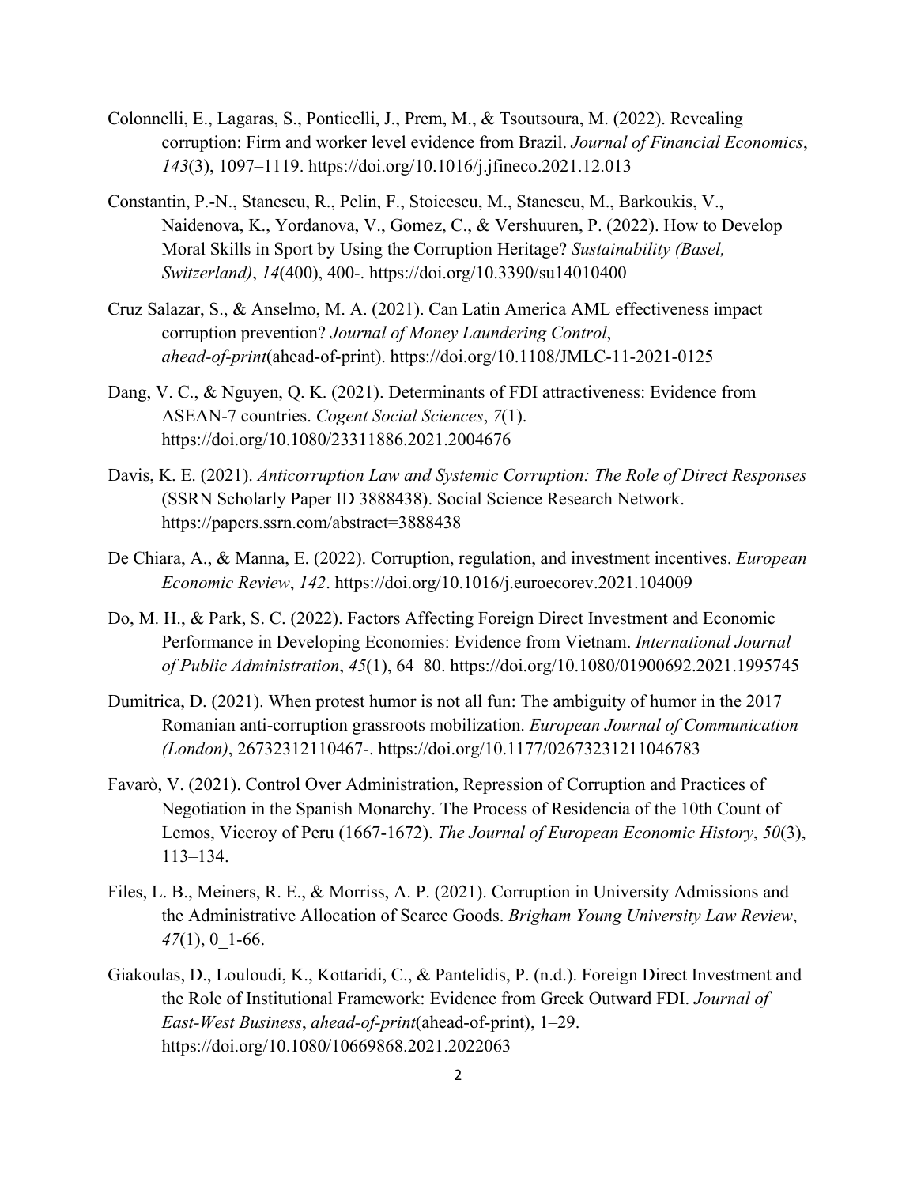Colonnelli, E., Lagaras, S., Ponticelli, J., Prem, M., & Tsoutsoura, M. (2022). Revealing corruption: Firm and worker level evidence from Brazil. *Journal of Financial Economics*, *143*(3), 1097–1119. https://doi.org/10.1016/j.jfineco.2021.12.013

Constantin, P.-N., Stanescu, R., Pelin, F., Stoicescu, M., Stanescu, M., Barkoukis, V., Naidenova, K., Yordanova, V., Gomez, C., & Vershuuren, P. (2022). How to Develop Moral Skills in Sport by Using the Corruption Heritage? *Sustainability (Basel, Switzerland)*, *14*(400), 400-. https://doi.org/10.3390/su14010400

Cruz Salazar, S., & Anselmo, M. A. (2021). Can Latin America AML effectiveness impact corruption prevention? *Journal of Money Laundering Control*, *ahead-of-print*(ahead-of-print). https://doi.org/10.1108/JMLC-11-2021-0125

Dang, V. C., & Nguyen, Q. K. (2021). Determinants of FDI attractiveness: Evidence from ASEAN-7 countries. *Cogent Social Sciences*, *7*(1). https://doi.org/10.1080/23311886.2021.2004676

Davis, K. E. (2021). *Anticorruption Law and Systemic Corruption: The Role of Direct Responses* (SSRN Scholarly Paper ID 3888438). Social Science Research Network. https://papers.ssrn.com/abstract=3888438

De Chiara, A., & Manna, E. (2022). Corruption, regulation, and investment incentives. *European Economic Review*, *142*. https://doi.org/10.1016/j.euroecorev.2021.104009

Do, M. H., & Park, S. C. (2022). Factors Affecting Foreign Direct Investment and Economic Performance in Developing Economies: Evidence from Vietnam. *International Journal of Public Administration*, *45*(1), 64–80. https://doi.org/10.1080/01900692.2021.1995745

Dumitrica, D. (2021). When protest humor is not all fun: The ambiguity of humor in the 2017 Romanian anti-corruption grassroots mobilization. *European Journal of Communication (London)*, 26732312110467-. https://doi.org/10.1177/02673231211046783

Favarò, V. (2021). Control Over Administration, Repression of Corruption and Practices of Negotiation in the Spanish Monarchy. The Process of Residencia of the 10th Count of Lemos, Viceroy of Peru (1667-1672). *The Journal of European Economic History*, *50*(3), 113–134.

Files, L. B., Meiners, R. E., & Morriss, A. P. (2021). Corruption in University Admissions and the Administrative Allocation of Scarce Goods. *Brigham Young University Law Review*, *47*(1), 0_1-66.

Giakoulas, D., Louloudi, K., Kottaridi, C., & Pantelidis, P. (n.d.). Foreign Direct Investment and the Role of Institutional Framework: Evidence from Greek Outward FDI. *Journal of East-West Business*, *ahead-of-print*(ahead-of-print), 1–29. https://doi.org/10.1080/10669868.2021.2022063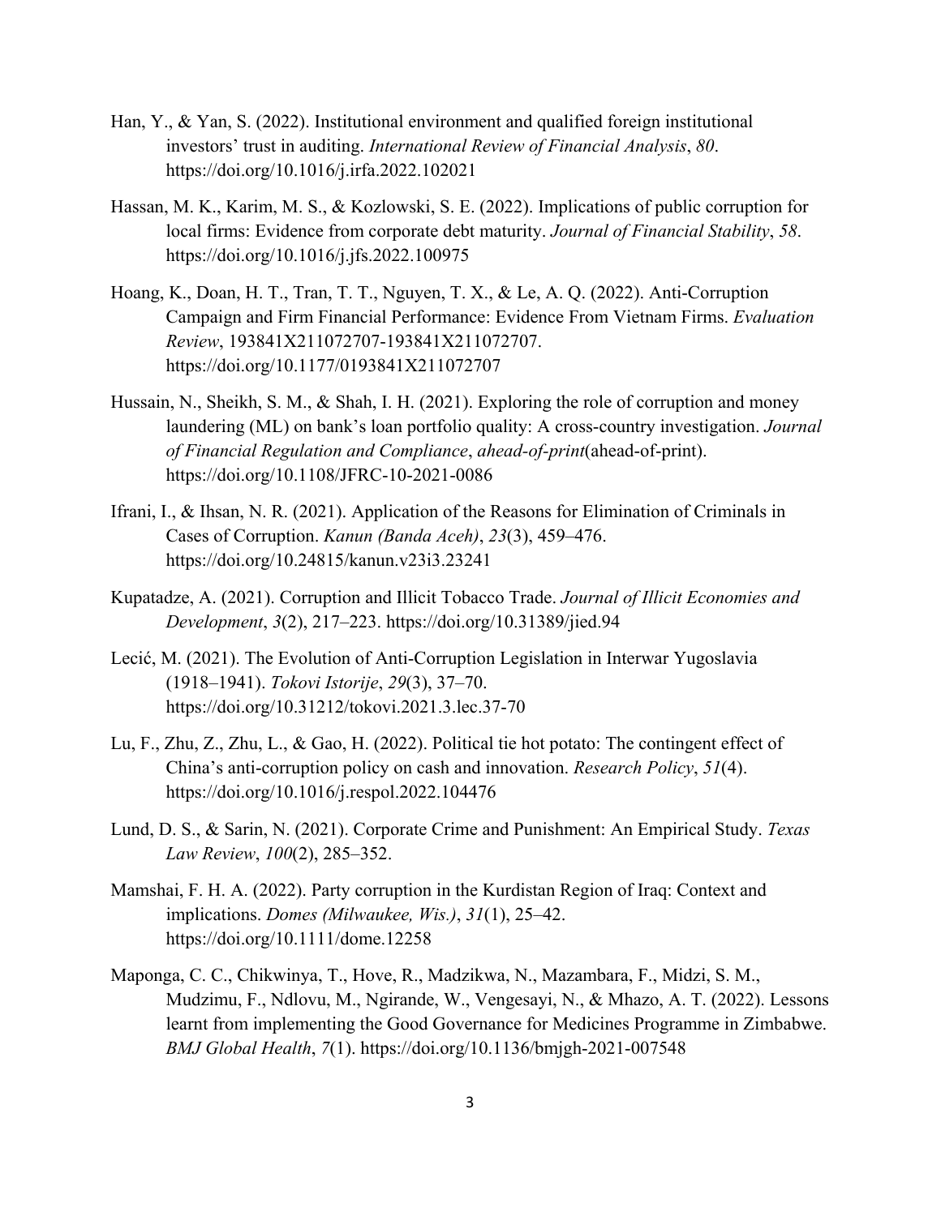Han, Y., & Yan, S. (2022). Institutional environment and qualified foreign institutional investors' trust in auditing. *International Review of Financial Analysis*, *80*. https://doi.org/10.1016/j.irfa.2022.102021

Hassan, M. K., Karim, M. S., & Kozlowski, S. E. (2022). Implications of public corruption for local firms: Evidence from corporate debt maturity. *Journal of Financial Stability*, *58*. https://doi.org/10.1016/j.jfs.2022.100975

Hoang, K., Doan, H. T., Tran, T. T., Nguyen, T. X., & Le, A. Q. (2022). Anti-Corruption Campaign and Firm Financial Performance: Evidence From Vietnam Firms. *Evaluation Review*, 193841X211072707-193841X211072707. https://doi.org/10.1177/0193841X211072707

Hussain, N., Sheikh, S. M., & Shah, I. H. (2021). Exploring the role of corruption and money laundering (ML) on bank's loan portfolio quality: A cross-country investigation. *Journal of Financial Regulation and Compliance*, *ahead-of-print*(ahead-of-print). https://doi.org/10.1108/JFRC-10-2021-0086

Ifrani, I., & Ihsan, N. R. (2021). Application of the Reasons for Elimination of Criminals in Cases of Corruption. *Kanun (Banda Aceh)*, *23*(3), 459–476. https://doi.org/10.24815/kanun.v23i3.23241

Kupatadze, A. (2021). Corruption and Illicit Tobacco Trade. *Journal of Illicit Economies and Development*, *3*(2), 217–223. https://doi.org/10.31389/jied.94

Lecić, M. (2021). The Evolution of Anti-Corruption Legislation in Interwar Yugoslavia (1918–1941). *Tokovi Istorije*, *29*(3), 37–70. https://doi.org/10.31212/tokovi.2021.3.lec.37-70

Lu, F., Zhu, Z., Zhu, L., & Gao, H. (2022). Political tie hot potato: The contingent effect of China's anti-corruption policy on cash and innovation. *Research Policy*, *51*(4). https://doi.org/10.1016/j.respol.2022.104476

Lund, D. S., & Sarin, N. (2021). Corporate Crime and Punishment: An Empirical Study. *Texas Law Review*, *100*(2), 285–352.

Mamshai, F. H. A. (2022). Party corruption in the Kurdistan Region of Iraq: Context and implications. *Domes (Milwaukee, Wis.)*, *31*(1), 25–42. https://doi.org/10.1111/dome.12258

Maponga, C. C., Chikwinya, T., Hove, R., Madzikwa, N., Mazambara, F., Midzi, S. M., Mudzimu, F., Ndlovu, M., Ngirande, W., Vengesayi, N., & Mhazo, A. T. (2022). Lessons learnt from implementing the Good Governance for Medicines Programme in Zimbabwe. *BMJ Global Health*, *7*(1). https://doi.org/10.1136/bmjgh-2021-007548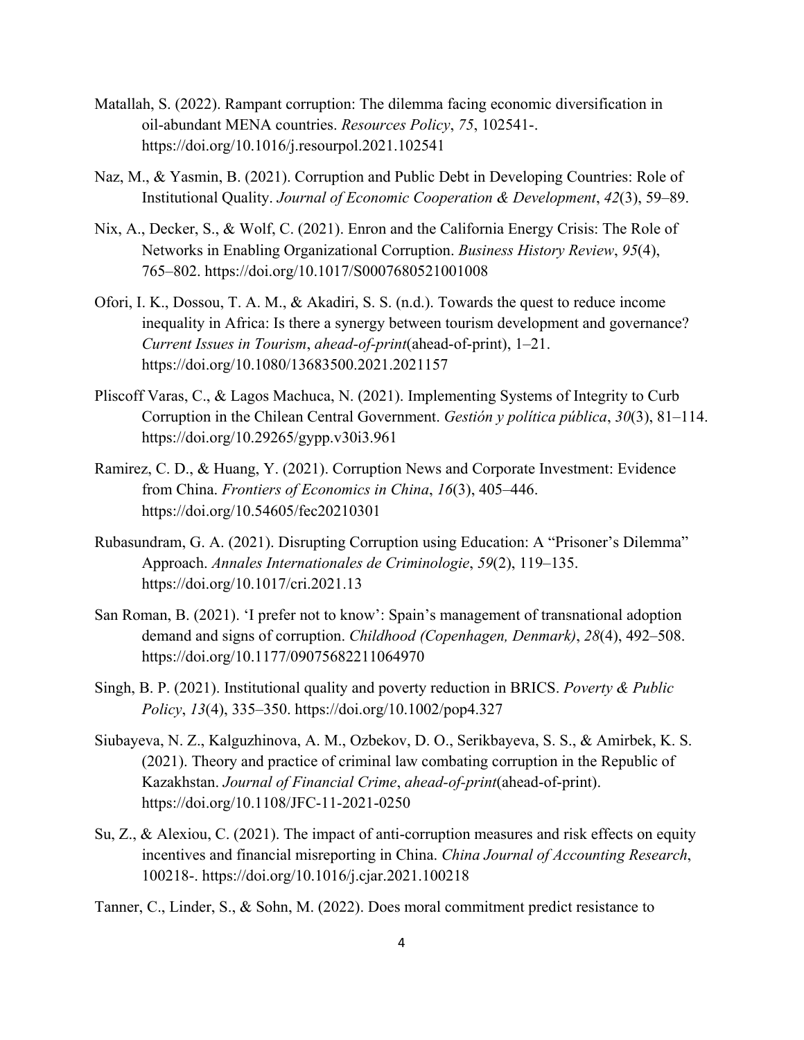Matallah, S. (2022). Rampant corruption: The dilemma facing economic diversification in oil-abundant MENA countries. *Resources Policy*, *75*, 102541-. https://doi.org/10.1016/j.resourpol.2021.102541

Naz, M., & Yasmin, B. (2021). Corruption and Public Debt in Developing Countries: Role of Institutional Quality. *Journal of Economic Cooperation & Development*, *42*(3), 59–89.

Nix, A., Decker, S., & Wolf, C. (2021). Enron and the California Energy Crisis: The Role of Networks in Enabling Organizational Corruption. *Business History Review*, *95*(4), 765–802. https://doi.org/10.1017/S0007680521001008

Ofori, I. K., Dossou, T. A. M., & Akadiri, S. S. (n.d.). Towards the quest to reduce income inequality in Africa: Is there a synergy between tourism development and governance? *Current Issues in Tourism*, *ahead-of-print*(ahead-of-print), 1–21. https://doi.org/10.1080/13683500.2021.2021157

Pliscoff Varas, C., & Lagos Machuca, N. (2021). Implementing Systems of Integrity to Curb Corruption in the Chilean Central Government. *Gestión y política pública*, *30*(3), 81–114. https://doi.org/10.29265/gypp.v30i3.961

Ramirez, C. D., & Huang, Y. (2021). Corruption News and Corporate Investment: Evidence from China. *Frontiers of Economics in China*, *16*(3), 405–446. https://doi.org/10.54605/fec20210301

Rubasundram, G. A. (2021). Disrupting Corruption using Education: A "Prisoner's Dilemma" Approach. *Annales Internationales de Criminologie*, *59*(2), 119–135. https://doi.org/10.1017/cri.2021.13

San Roman, B. (2021). 'I prefer not to know': Spain's management of transnational adoption demand and signs of corruption. *Childhood (Copenhagen, Denmark)*, *28*(4), 492–508. https://doi.org/10.1177/09075682211064970

Singh, B. P. (2021). Institutional quality and poverty reduction in BRICS. *Poverty & Public Policy*, *13*(4), 335–350. https://doi.org/10.1002/pop4.327

Siubayeva, N. Z., Kalguzhinova, A. M., Ozbekov, D. O., Serikbayeva, S. S., & Amirbek, K. S. (2021). Theory and practice of criminal law combating corruption in the Republic of Kazakhstan. *Journal of Financial Crime*, *ahead-of-print*(ahead-of-print). https://doi.org/10.1108/JFC-11-2021-0250

Su, Z., & Alexiou, C. (2021). The impact of anti-corruption measures and risk effects on equity incentives and financial misreporting in China. *China Journal of Accounting Research*, 100218-. https://doi.org/10.1016/j.cjar.2021.100218

Tanner, C., Linder, S., & Sohn, M. (2022). Does moral commitment predict resistance to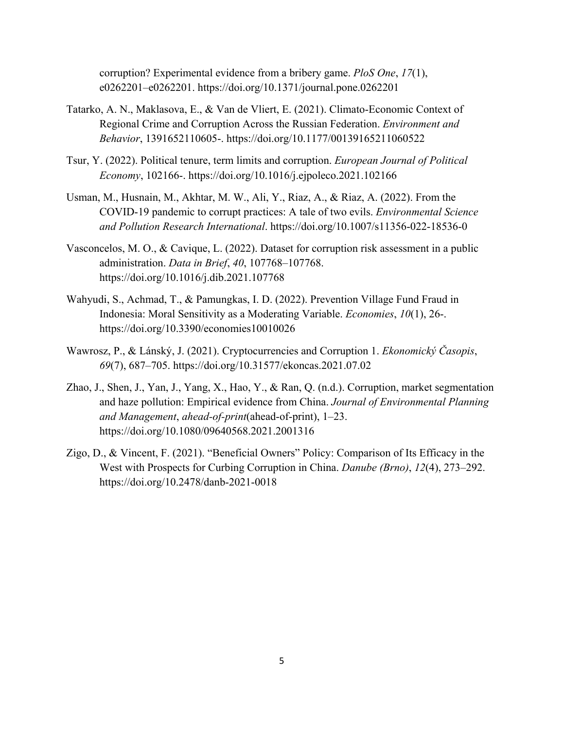corruption? Experimental evidence from a bribery game. *PloS One*, *17*(1), e0262201–e0262201. https://doi.org/10.1371/journal.pone.0262201

Tatarko, A. N., Maklasova, E., & Van de Vliert, E. (2021). Climato-Economic Context of Regional Crime and Corruption Across the Russian Federation. *Environment and Behavior*, 1391652110605-. https://doi.org/10.1177/00139165211060522

Tsur, Y. (2022). Political tenure, term limits and corruption. *European Journal of Political Economy*, 102166-. https://doi.org/10.1016/j.ejpoleco.2021.102166

Usman, M., Husnain, M., Akhtar, M. W., Ali, Y., Riaz, A., & Riaz, A. (2022). From the COVID-19 pandemic to corrupt practices: A tale of two evils. *Environmental Science and Pollution Research International*. https://doi.org/10.1007/s11356-022-18536-0

Vasconcelos, M. O., & Cavique, L. (2022). Dataset for corruption risk assessment in a public administration. *Data in Brief*, *40*, 107768–107768. https://doi.org/10.1016/j.dib.2021.107768

Wahyudi, S., Achmad, T., & Pamungkas, I. D. (2022). Prevention Village Fund Fraud in Indonesia: Moral Sensitivity as a Moderating Variable. *Economies*, *10*(1), 26-. https://doi.org/10.3390/economies10010026

Wawrosz, P., & Lánský, J. (2021). Cryptocurrencies and Corruption 1. *Ekonomický Časopis*, *69*(7), 687–705. https://doi.org/10.31577/ekoncas.2021.07.02

Zhao, J., Shen, J., Yan, J., Yang, X., Hao, Y., & Ran, Q. (n.d.). Corruption, market segmentation and haze pollution: Empirical evidence from China. *Journal of Environmental Planning and Management*, *ahead-of-print*(ahead-of-print), 1–23. https://doi.org/10.1080/09640568.2021.2001316

Zigo, D., & Vincent, F. (2021). "Beneficial Owners" Policy: Comparison of Its Efficacy in the West with Prospects for Curbing Corruption in China. *Danube (Brno)*, *12*(4), 273–292. https://doi.org/10.2478/danb-2021-0018